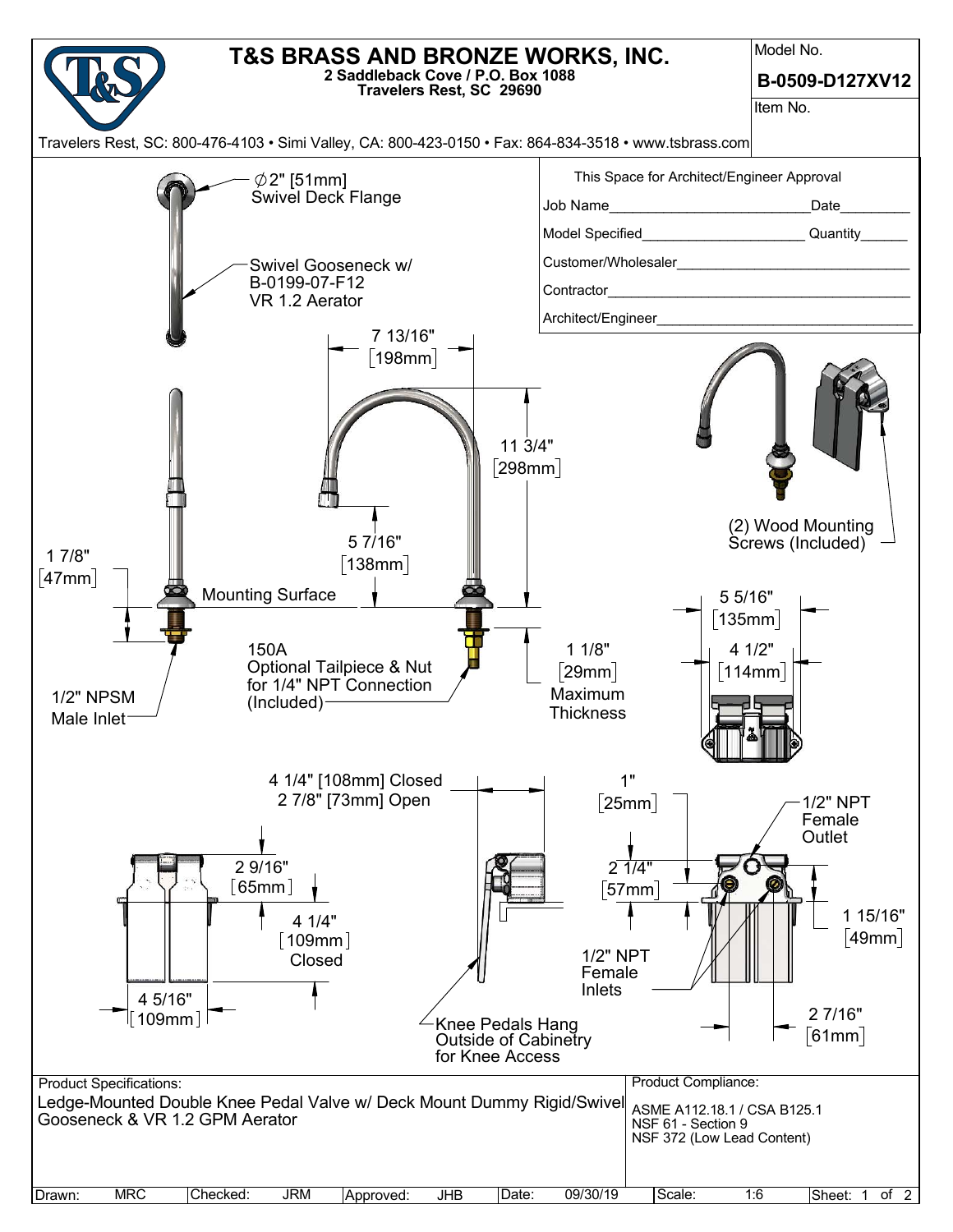# T&S BRASS AND BRONZE WORKS, INC.

**2 Saddleback Cove / P.O. Box 1088**
**Travelers Rest, SC 29690**

Travelers Rest, SC: 800-476-4103 • Simi Valley, CA: 800-423-0150 • Fax: 864-834-3518 • www.tsbrass.com

Model No. **B-0509-D127XV12**

Item No.

This Space for Architect/Engineer Approval

Job Name\_\_\_\_\_\_\_\_\_\_\_\_\_\_\_\_\_\_\_\_ Date\_\_\_\_\_\_\_\_

Model Specified\_\_\_\_\_\_\_\_\_\_\_\_\_\_\_\_\_\_\_\_ Quantity\_\_\_\_\_\_

Customer/Wholesaler\_\_\_\_\_\_\_\_\_\_\_\_\_\_\_\_\_\_\_\_

Contractor\_\_\_\_\_\_\_\_\_\_\_\_\_\_\_\_\_\_\_\_

Architect/Engineer\_\_\_\_\_\_\_\_\_\_\_\_\_\_\_\_\_\_\_\_

∅2" [51mm] Swivel Deck Flange

Swivel Gooseneck w/ B-0199-07-F12 VR 1.2 Aerator

7 13/16" [198mm]

11 3/4" [298mm]

5 7/16" [138mm]

1 7/8" [47mm]

Mounting Surface

150A Optional Tailpiece & Nut for 1/4" NPT Connection (Included)

1 1/8" [29mm] Maximum Thickness

1/2" NPSM Male Inlet

(2) Wood Mounting Screws (Included)

5 5/16" [135mm]

4 1/2" [114mm]

4 1/4" [108mm] Closed
2 7/8" [73mm] Open

1" [25mm]

1/2" NPT Female Outlet

2 9/16" [65mm]

2 1/4" [57mm]

1 15/16" [49mm]

4 1/4" [109mm] Closed

1/2" NPT Female Inlets

4 5/16" [109mm]

Knee Pedals Hang Outside of Cabinetry for Knee Access

2 7/16" [61mm]

**Product Specifications:**

Ledge-Mounted Double Knee Pedal Valve w/ Deck Mount Dummy Rigid/Swivel Gooseneck & VR 1.2 GPM Aerator

**Product Compliance:**

ASME A112.18.1 / CSA B125.1
NSF 61 - Section 9
NSF 372 (Low Lead Content)

| Drawn: | MRC | Checked: | JRM | Approved: | JHB | Date: | 09/30/19 | Scale: | 1:6 |
|---|---|---|---|---|---|---|---|---|---|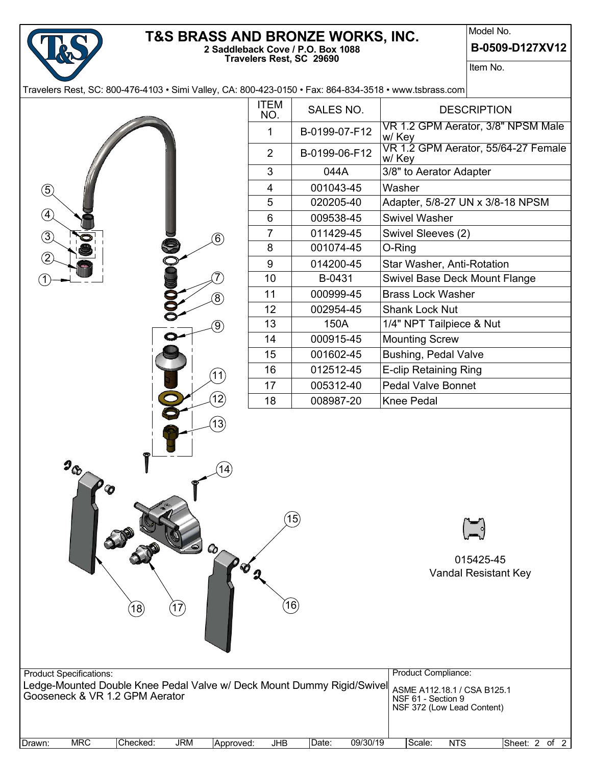# T&S BRASS AND BRONZE WORKS, INC.

2 Saddleback Cove / P.O. Box 1088
Travelers Rest, SC 29690

Model No. **B-0509-D127XV12**

Item No.

Travelers Rest, SC: 800-476-4103 • Simi Valley, CA: 800-423-0150 • Fax: 864-834-3518 • www.tsbrass.com

| ITEM NO. | SALES NO. | DESCRIPTION |
|---|---|---|
| 1 | B-0199-07-F12 | VR 1.2 GPM Aerator, 3/8" NPSM Male w/ Key |
| 2 | B-0199-06-F12 | VR 1.2 GPM Aerator, 55/64-27 Female w/ Key |
| 3 | 044A | 3/8" to Aerator Adapter |
| 4 | 001043-45 | Washer |
| 5 | 020205-40 | Adapter, 5/8-27 UN x 3/8-18 NPSM |
| 6 | 009538-45 | Swivel Washer |
| 7 | 011429-45 | Swivel Sleeves (2) |
| 8 | 001074-45 | O-Ring |
| 9 | 014200-45 | Star Washer, Anti-Rotation |
| 10 | B-0431 | Swivel Base Deck Mount Flange |
| 11 | 000999-45 | Brass Lock Washer |
| 12 | 002954-45 | Shank Lock Nut |
| 13 | 150A | 1/4" NPT Tailpiece & Nut |
| 14 | 000915-45 | Mounting Screw |
| 15 | 001602-45 | Bushing, Pedal Valve |
| 16 | 012512-45 | E-clip Retaining Ring |
| 17 | 005312-40 | Pedal Valve Bonnet |
| 18 | 008987-20 | Knee Pedal |

015425-45
Vandal Resistant Key

Product Specifications:
Ledge-Mounted Double Knee Pedal Valve w/ Deck Mount Dummy Rigid/Swivel Gooseneck & VR 1.2 GPM Aerator

Product Compliance:
ASME A112.18.1 / CSA B125.1
NSF 61 - Section 9
NSF 372 (Low Lead Content)

Drawn: MRC | Checked: JRM | Approved: JHB | Date: 09/30/19 | Scale: NTS